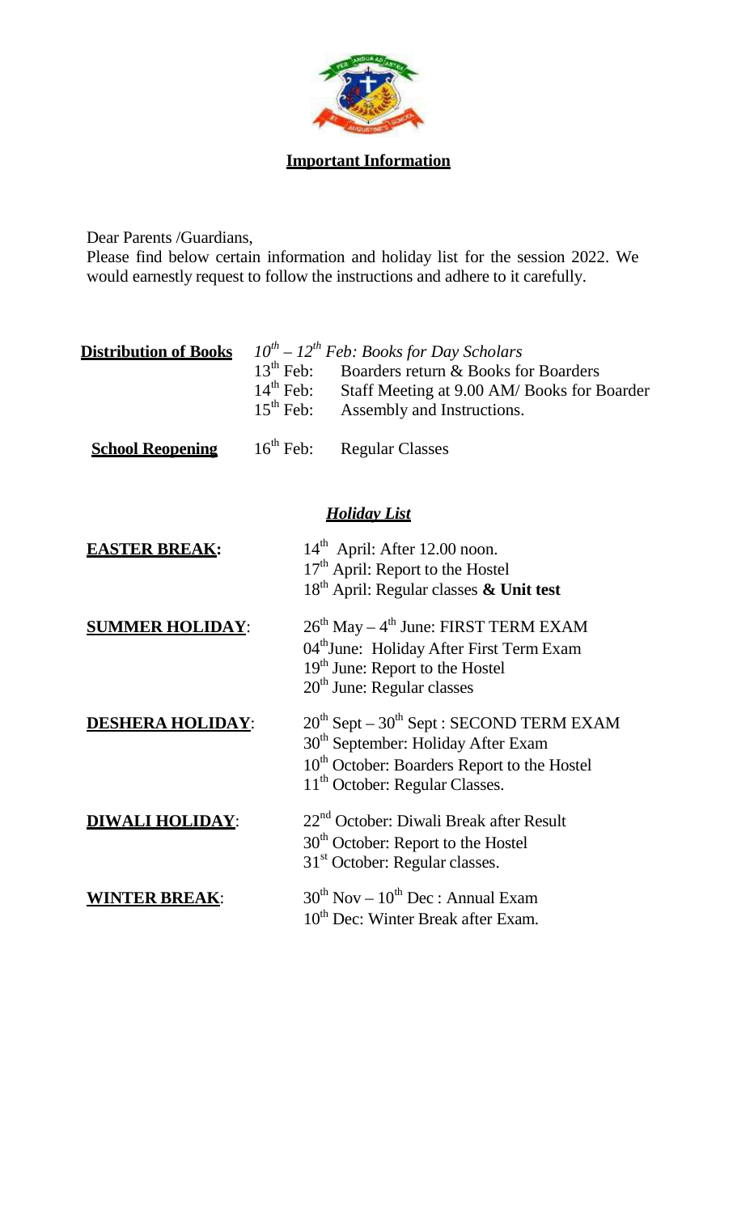## Important Information

Dear Parents /Guardians,
Please find below certain information and holiday list for the session 2022. We would earnestly request to follow the instructions and adhere to it carefully.

**Distribution of Books**

*10th – 12th Feb: Books for Day Scholars*
13th Feb: Boarders return & Books for Boarders
14th Feb: Staff Meeting at 9.00 AM/ Books for Boarder
15th Feb: Assembly and Instructions.

**School Reopening**

16th Feb: Regular Classes

### *Holiday List*

**EASTER BREAK:**

14th April: After 12.00 noon.
17th April: Report to the Hostel
18th April: Regular classes **& Unit test**

**SUMMER HOLIDAY:**

26th May – 4th June: FIRST TERM EXAM
04th June: Holiday After First Term Exam
19th June: Report to the Hostel
20th June: Regular classes

**DESHERA HOLIDAY:**

20th Sept – 30th Sept : SECOND TERM EXAM
30th September: Holiday After Exam
10th October: Boarders Report to the Hostel
11th October: Regular Classes.

**DIWALI HOLIDAY:**

22nd October: Diwali Break after Result
30th October: Report to the Hostel
31st October: Regular classes.

**WINTER BREAK:**

30th Nov – 10th Dec : Annual Exam
10th Dec: Winter Break after Exam.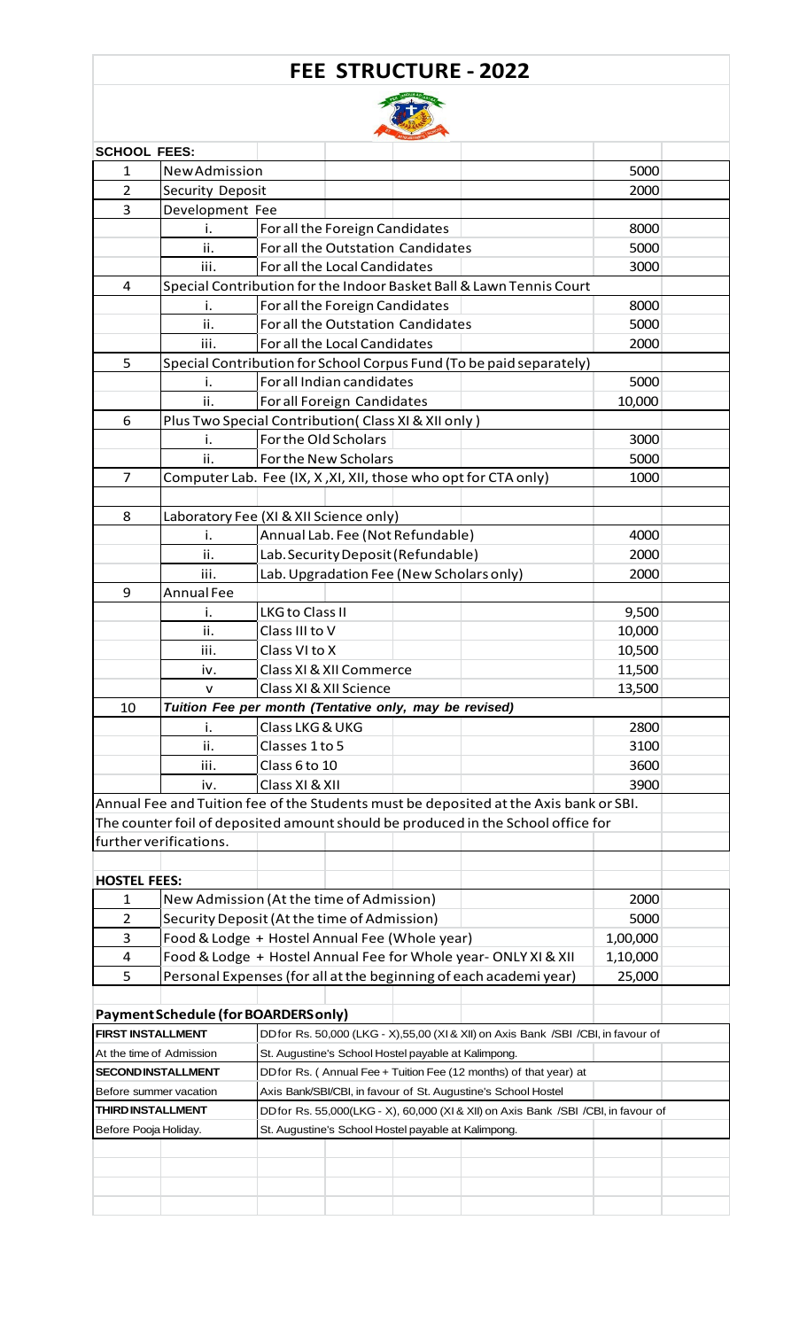# FEE STRUCTURE - 2022

**SCHOOL FEES:**

| | | | |
|---|---|---|---|
| 1 | New Admission | | 5000 |
| 2 | Security Deposit | | 2000 |
| 3 | Development Fee | | |
| | i. | For all the Foreign Candidates | 8000 |
| | ii. | For all the Outstation Candidates | 5000 |
| | iii. | For all the Local Candidates | 3000 |
| 4 | Special Contribution for the Indoor Basket Ball & Lawn Tennis Court | | |
| | i. | For all the Foreign Candidates | 8000 |
| | ii. | For all the Outstation Candidates | 5000 |
| | iii. | For all the Local Candidates | 2000 |
| 5 | Special Contribution for School Corpus Fund (To be paid separately) | | |
| | i. | For all Indian candidates | 5000 |
| | ii. | For all Foreign Candidates | 10,000 |
| 6 | Plus Two Special Contribution( Class XI & XII only ) | | |
| | i. | For the Old Scholars | 3000 |
| | ii. | For the New Scholars | 5000 |
| 7 | Computer Lab. Fee (IX, X ,XI, XII, those who opt for CTA only) | | 1000 |
| 8 | Laboratory Fee (XI & XII Science only) | | |
| | i. | Annual Lab. Fee (Not Refundable) | 4000 |
| | ii. | Lab. Security Deposit (Refundable) | 2000 |
| | iii. | Lab. Upgradation Fee (New Scholars only) | 2000 |
| 9 | Annual Fee | | |
| | i. | LKG to Class II | 9,500 |
| | ii. | Class III to V | 10,000 |
| | iii. | Class VI to X | 10,500 |
| | iv. | Class XI & XII Commerce | 11,500 |
| | v | Class XI & XII Science | 13,500 |
| 10 | *Tuition Fee per month (Tentative only, may be revised)* | | |
| | i. | Class LKG & UKG | 2800 |
| | ii. | Classes 1 to 5 | 3100 |
| | iii. | Class 6 to 10 | 3600 |
| | iv. | Class XI & XII | 3900 |

Annual Fee and Tuition fee of the Students must be deposited at the Axis bank or SBI.
The counter foil of deposited amount should be produced in the School office for further verifications.

**HOSTEL FEES:**

| | | |
|---|---|---|
| 1 | New Admission (At the time of Admission) | 2000 |
| 2 | Security Deposit (At the time of Admission) | 5000 |
| 3 | Food & Lodge + Hostel Annual Fee (Whole year) | 1,00,000 |
| 4 | Food & Lodge + Hostel Annual Fee for Whole year- ONLY XI & XII | 1,10,000 |
| 5 | Personal Expenses (for all at the beginning of each academi year) | 25,000 |

**Payment Schedule (for BOARDERS only)**

| | |
|---|---|
| **FIRST INSTALLMENT** At the time of Admission | DD for Rs. 50,000 (LKG - X),55,00 (XI & XII) on Axis Bank /SBI /CBI, in favour of St. Augustine's School Hostel payable at Kalimpong. |
| **SECOND INSTALLMENT** Before summer vacation | DD for Rs. ( Annual Fee + Tuition Fee (12 months) of that year) at Axis Bank/SBI/CBI, in favour of St. Augustine's School Hostel |
| **THIRD INSTALLMENT** Before Pooja Holiday. | DD for Rs. 55,000(LKG - X), 60,000 (XI & XII) on Axis Bank /SBI /CBI, in favour of St. Augustine's School Hostel payable at Kalimpong. |